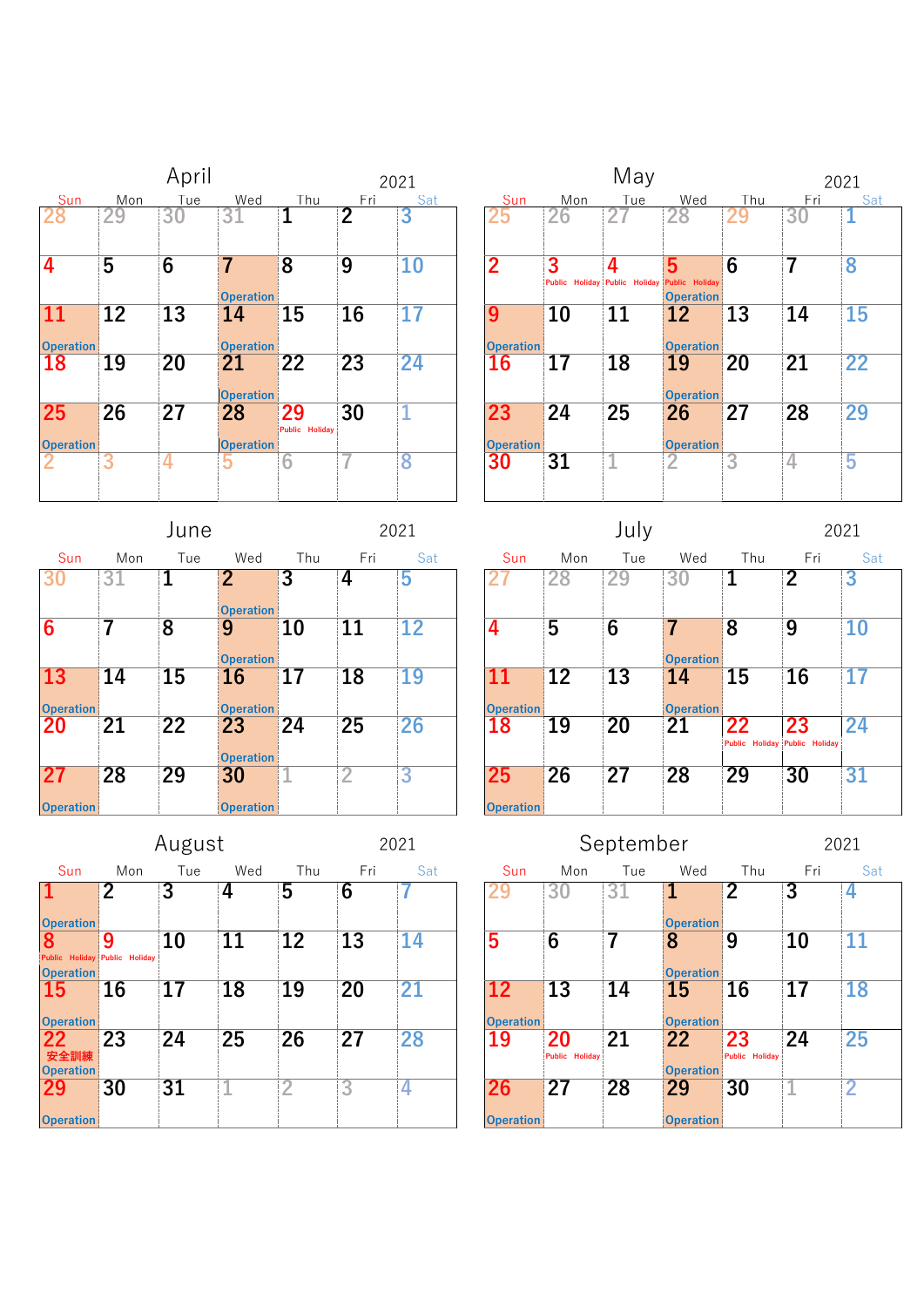## April 2021

| Sun | Mon | Tue | Wed | Thu | Fri | Sat |
|---|---|---|---|---|---|---|
| 28 | 29 | 30 | 31 | 1 | 2 | 3 |
| 4 | 5 | 6 | 7 Operation | 8 | 9 | 10 |
| 11 Operation | 12 | 13 | 14 Operation | 15 | 16 | 17 |
| 18 | 19 | 20 | 21 Operation | 22 | 23 | 24 |
| 25 Operation | 26 | 27 | 28 Operation | 29 Public Holiday | 30 | 1 |
| 2 | 3 | 4 | 5 | 6 | 7 | 8 |

## May 2021

| Sun | Mon | Tue | Wed | Thu | Fri | Sat |
|---|---|---|---|---|---|---|
| 25 | 26 | 27 | 28 | 29 | 30 | 1 |
| 2 | 3 Public Holiday | 4 Public Holiday | 5 Public Holiday Operation | 6 | 7 | 8 |
| 9 Operation | 10 | 11 | 12 Operation | 13 | 14 | 15 |
| 16 | 17 | 18 | 19 Operation | 20 | 21 | 22 |
| 23 Operation | 24 | 25 | 26 Operation | 27 | 28 | 29 |
| 30 | 31 | 1 | 2 | 3 | 4 | 5 |

## June 2021

| Sun | Mon | Tue | Wed | Thu | Fri | Sat |
|---|---|---|---|---|---|---|
| 30 | 31 | 1 | 2 Operation | 3 | 4 | 5 |
| 6 | 7 | 8 | 9 Operation | 10 | 11 | 12 |
| 13 Operation | 14 | 15 | 16 Operation | 17 | 18 | 19 |
| 20 | 21 | 22 | 23 Operation | 24 | 25 | 26 |
| 27 Operation | 28 | 29 | 30 Operation | 1 | 2 | 3 |

## July 2021

| Sun | Mon | Tue | Wed | Thu | Fri | Sat |
|---|---|---|---|---|---|---|
| 27 | 28 | 29 | 30 | 1 | 2 | 3 |
| 4 | 5 | 6 | 7 Operation | 8 | 9 | 10 |
| 11 Operation | 12 | 13 | 14 Operation | 15 | 16 | 17 |
| 18 | 19 | 20 | 21 | 22 Public Holiday | 23 Public Holiday | 24 |
| 25 Operation | 26 | 27 | 28 | 29 | 30 | 31 |

## August 2021

| Sun | Mon | Tue | Wed | Thu | Fri | Sat |
|---|---|---|---|---|---|---|
| 1 Operation | 2 | 3 | 4 | 5 | 6 | 7 |
| 8 Public Holiday Operation | 9 Public Holiday | 10 | 11 | 12 | 13 | 14 |
| 15 Operation | 16 | 17 | 18 | 19 | 20 | 21 |
| 22 安全訓練 Operation | 23 | 24 | 25 | 26 | 27 | 28 |
| 29 Operation | 30 | 31 | 1 | 2 | 3 | 4 |

## September 2021

| Sun | Mon | Tue | Wed | Thu | Fri | Sat |
|---|---|---|---|---|---|---|
| 29 | 30 | 31 | 1 Operation | 2 | 3 | 4 |
| 5 | 6 | 7 | 8 Operation | 9 | 10 | 11 |
| 12 Operation | 13 | 14 | 15 Operation | 16 | 17 | 18 |
| 19 | 20 Public Holiday | 21 | 22 Operation | 23 Public Holiday | 24 | 25 |
| 26 Operation | 27 | 28 | 29 Operation | 30 | 1 | 2 |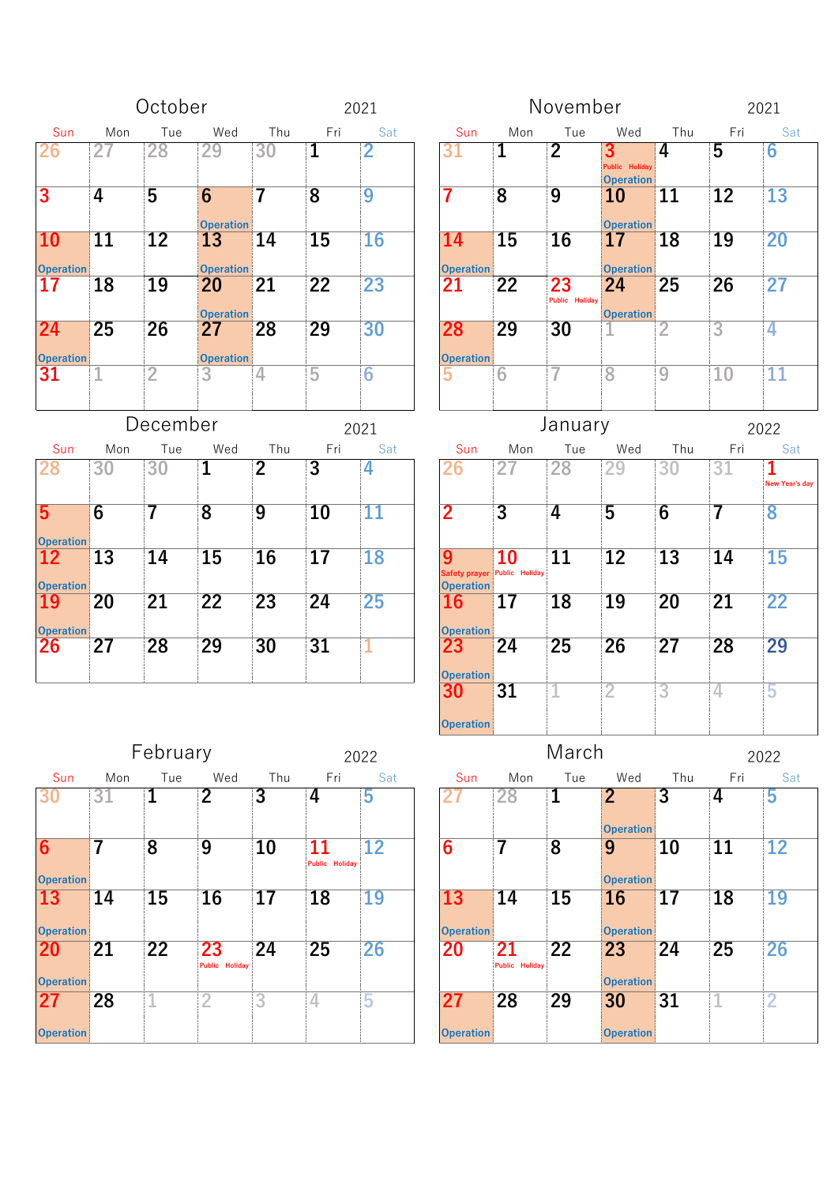## October 2021

| Sun | Mon | Tue | Wed | Thu | Fri | Sat |
|---|---|---|---|---|---|---|
| 26 | 27 | 28 | 29 | 30 | 1 | 2 |
| 3 | 4 | 5 | 6 Operation | 7 | 8 | 9 |
| 10 Operation | 11 | 12 | 13 Operation | 14 | 15 | 16 |
| 17 | 18 | 19 | 20 Operation | 21 | 22 | 23 |
| 24 Operation | 25 | 26 | 27 Operation | 28 | 29 | 30 |
| 31 | 1 | 2 | 3 | 4 | 5 | 6 |

## November 2021

| Sun | Mon | Tue | Wed | Thu | Fri | Sat |
|---|---|---|---|---|---|---|
| 31 | 1 | 2 | 3 Public Holiday Operation | 4 | 5 | 6 |
| 7 | 8 | 9 | 10 Operation | 11 | 12 | 13 |
| 14 Operation | 15 | 16 | 17 Operation | 18 | 19 | 20 |
| 21 | 22 | 23 Public Holiday | 24 Operation | 25 | 26 | 27 |
| 28 Operation | 29 | 30 | 1 | 2 | 3 | 4 |
| 5 | 6 | 7 | 8 | 9 | 10 | 11 |

## December 2021

| Sun | Mon | Tue | Wed | Thu | Fri | Sat |
|---|---|---|---|---|---|---|
| 28 | 30 | 30 | 1 | 2 | 3 | 4 |
| 5 Operation | 6 | 7 | 8 | 9 | 10 | 11 |
| 12 Operation | 13 | 14 | 15 | 16 | 17 | 18 |
| 19 Operation | 20 | 21 | 22 | 23 | 24 | 25 |
| 26 | 27 | 28 | 29 | 30 | 31 | 1 |

## January 2022

| Sun | Mon | Tue | Wed | Thu | Fri | Sat |
|---|---|---|---|---|---|---|
| 26 | 27 | 28 | 29 | 30 | 31 | 1 New Year's day |
| 2 | 3 | 4 | 5 | 6 | 7 | 8 |
| 9 Safety prayer Operation | 10 Public Holiday | 11 | 12 | 13 | 14 | 15 |
| 16 Operation | 17 | 18 | 19 | 20 | 21 | 22 |
| 23 Operation | 24 | 25 | 26 | 27 | 28 | 29 |
| 30 Operation | 31 | 1 | 2 | 3 | 4 | 5 |

## February 2022

| Sun | Mon | Tue | Wed | Thu | Fri | Sat |
|---|---|---|---|---|---|---|
| 30 | 31 | 1 | 2 | 3 | 4 | 5 |
| 6 Operation | 7 | 8 | 9 | 10 | 11 Public Holiday | 12 |
| 13 Operation | 14 | 15 | 16 | 17 | 18 | 19 |
| 20 Operation | 21 | 22 | 23 Public Holiday | 24 | 25 | 26 |
| 27 Operation | 28 | 1 | 2 | 3 | 4 | 5 |

## March 2022

| Sun | Mon | Tue | Wed | Thu | Fri | Sat |
|---|---|---|---|---|---|---|
| 27 | 28 | 1 | 2 Operation | 3 | 4 | 5 |
| 6 | 7 | 8 | 9 Operation | 10 | 11 | 12 |
| 13 Operation | 14 | 15 | 16 Operation | 17 | 18 | 19 |
| 20 | 21 Public Holiday | 22 | 23 Operation | 24 | 25 | 26 |
| 27 Operation | 28 | 29 | 30 Operation | 31 | 1 | 2 |